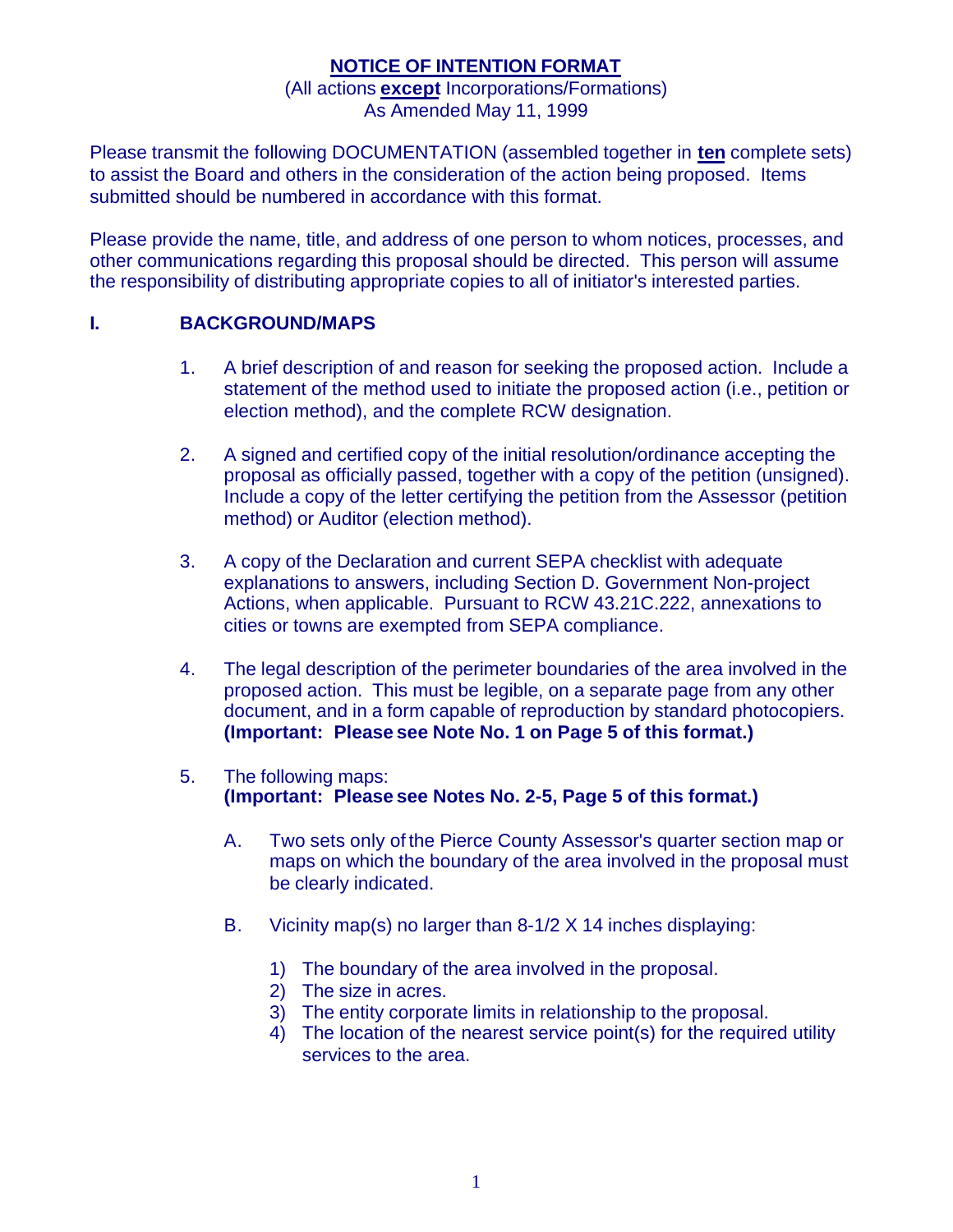# NOTICE OF INTENTION FORMAT

(All actions **except** Incorporations/Formations)
As Amended May 11, 1999

Please transmit the following DOCUMENTATION (assembled together in **ten** complete sets) to assist the Board and others in the consideration of the action being proposed. Items submitted should be numbered in accordance with this format.

Please provide the name, title, and address of one person to whom notices, processes, and other communications regarding this proposal should be directed. This person will assume the responsibility of distributing appropriate copies to all of initiator's interested parties.

## I. BACKGROUND/MAPS

1. A brief description of and reason for seeking the proposed action. Include a statement of the method used to initiate the proposed action (i.e., petition or election method), and the complete RCW designation.

2. A signed and certified copy of the initial resolution/ordinance accepting the proposal as officially passed, together with a copy of the petition (unsigned). Include a copy of the letter certifying the petition from the Assessor (petition method) or Auditor (election method).

3. A copy of the Declaration and current SEPA checklist with adequate explanations to answers, including Section D. Government Non-project Actions, when applicable. Pursuant to RCW 43.21C.222, annexations to cities or towns are exempted from SEPA compliance.

4. The legal description of the perimeter boundaries of the area involved in the proposed action. This must be legible, on a separate page from any other document, and in a form capable of reproduction by standard photocopiers. **(Important: Please see Note No. 1 on Page 5 of this format.)**

5. The following maps:
   **(Important: Please see Notes No. 2-5, Page 5 of this format.)**

   A. Two sets only of the Pierce County Assessor's quarter section map or maps on which the boundary of the area involved in the proposal must be clearly indicated.

   B. Vicinity map(s) no larger than 8-1/2 X 14 inches displaying:

      1) The boundary of the area involved in the proposal.
      2) The size in acres.
      3) The entity corporate limits in relationship to the proposal.
      4) The location of the nearest service point(s) for the required utility services to the area.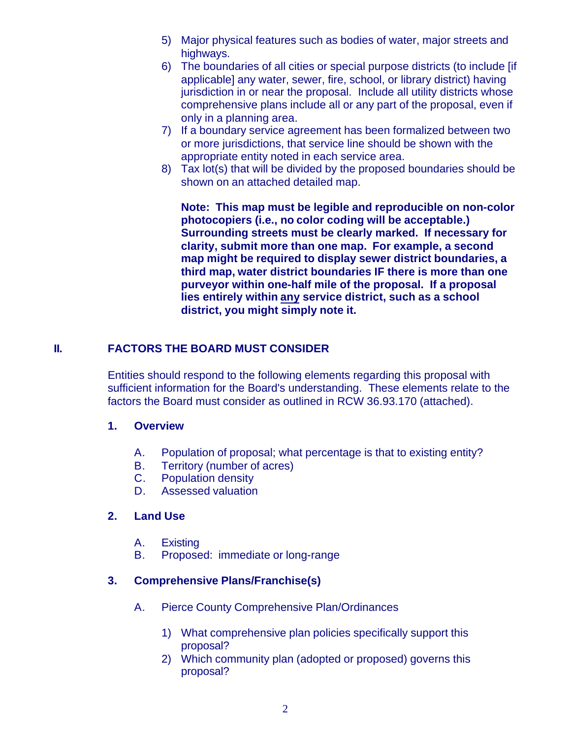5) Major physical features such as bodies of water, major streets and highways.
6) The boundaries of all cities or special purpose districts (to include [if applicable] any water, sewer, fire, school, or library district) having jurisdiction in or near the proposal. Include all utility districts whose comprehensive plans include all or any part of the proposal, even if only in a planning area.
7) If a boundary service agreement has been formalized between two or more jurisdictions, that service line should be shown with the appropriate entity noted in each service area.
8) Tax lot(s) that will be divided by the proposed boundaries should be shown on an attached detailed map.

**Note: This map must be legible and reproducible on non-color photocopiers (i.e., no color coding will be acceptable.) Surrounding streets must be clearly marked. If necessary for clarity, submit more than one map. For example, a second map might be required to display sewer district boundaries, a third map, water district boundaries IF there is more than one purveyor within one-half mile of the proposal. If a proposal lies entirely within <u>any</u> service district, such as a school district, you might simply note it.**

## II. FACTORS THE BOARD MUST CONSIDER

Entities should respond to the following elements regarding this proposal with sufficient information for the Board's understanding. These elements relate to the factors the Board must consider as outlined in RCW 36.93.170 (attached).

### 1. Overview

A. Population of proposal; what percentage is that to existing entity?
B. Territory (number of acres)
C. Population density
D. Assessed valuation

### 2. Land Use

A. Existing
B. Proposed: immediate or long-range

### 3. Comprehensive Plans/Franchise(s)

A. Pierce County Comprehensive Plan/Ordinances

1) What comprehensive plan policies specifically support this proposal?
2) Which community plan (adopted or proposed) governs this proposal?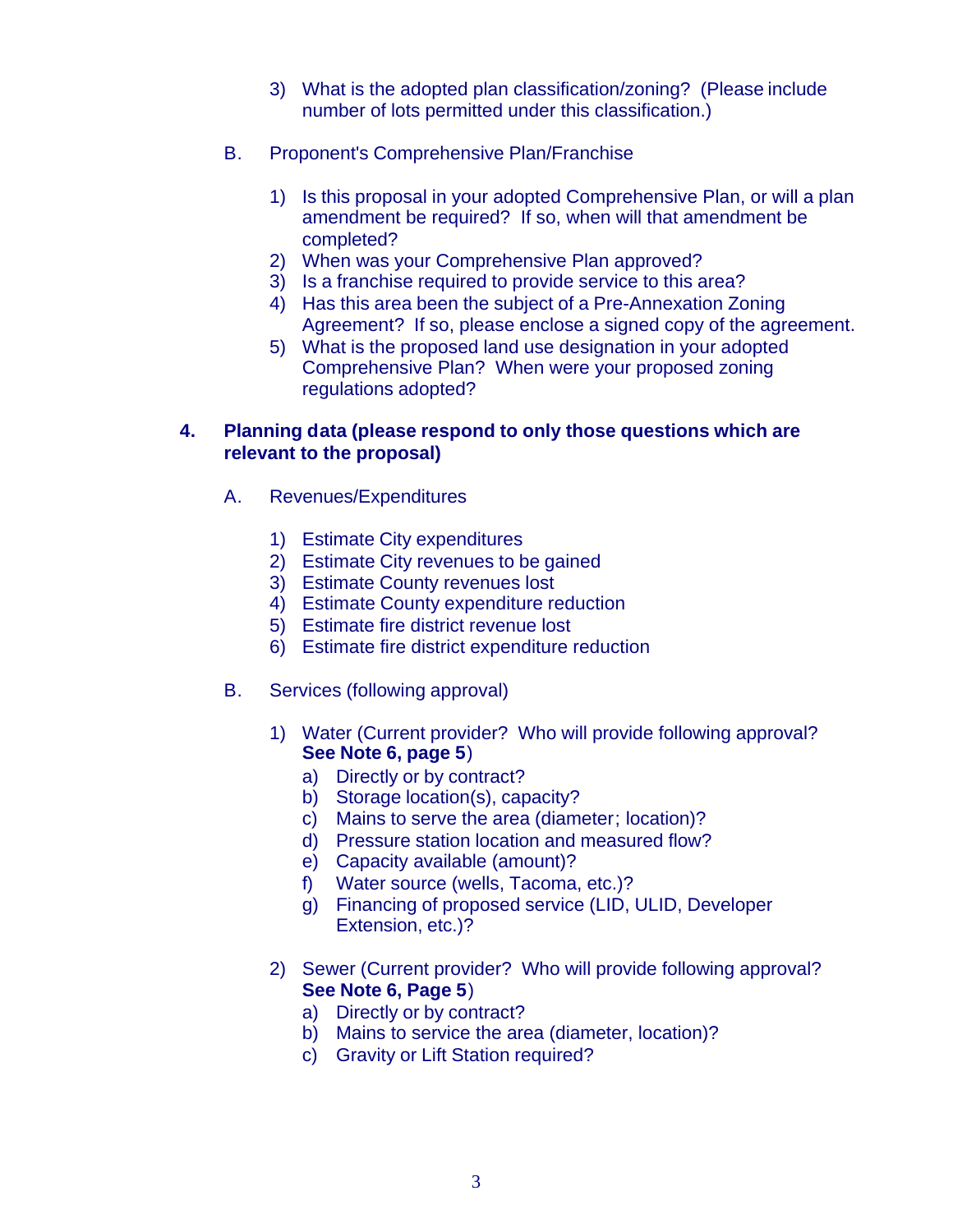3) What is the adopted plan classification/zoning? (Please include number of lots permitted under this classification.)

B. Proponent's Comprehensive Plan/Franchise

1) Is this proposal in your adopted Comprehensive Plan, or will a plan amendment be required? If so, when will that amendment be completed?
2) When was your Comprehensive Plan approved?
3) Is a franchise required to provide service to this area?
4) Has this area been the subject of a Pre-Annexation Zoning Agreement? If so, please enclose a signed copy of the agreement.
5) What is the proposed land use designation in your adopted Comprehensive Plan? When were your proposed zoning regulations adopted?

## 4. Planning data (please respond to only those questions which are relevant to the proposal)

A. Revenues/Expenditures

1) Estimate City expenditures
2) Estimate City revenues to be gained
3) Estimate County revenues lost
4) Estimate County expenditure reduction
5) Estimate fire district revenue lost
6) Estimate fire district expenditure reduction

B. Services (following approval)

1) Water (Current provider? Who will provide following approval? **See Note 6, page 5**)
   a) Directly or by contract?
   b) Storage location(s), capacity?
   c) Mains to serve the area (diameter; location)?
   d) Pressure station location and measured flow?
   e) Capacity available (amount)?
   f) Water source (wells, Tacoma, etc.)?
   g) Financing of proposed service (LID, ULID, Developer Extension, etc.)?

2) Sewer (Current provider? Who will provide following approval? **See Note 6, Page 5**)
   a) Directly or by contract?
   b) Mains to service the area (diameter, location)?
   c) Gravity or Lift Station required?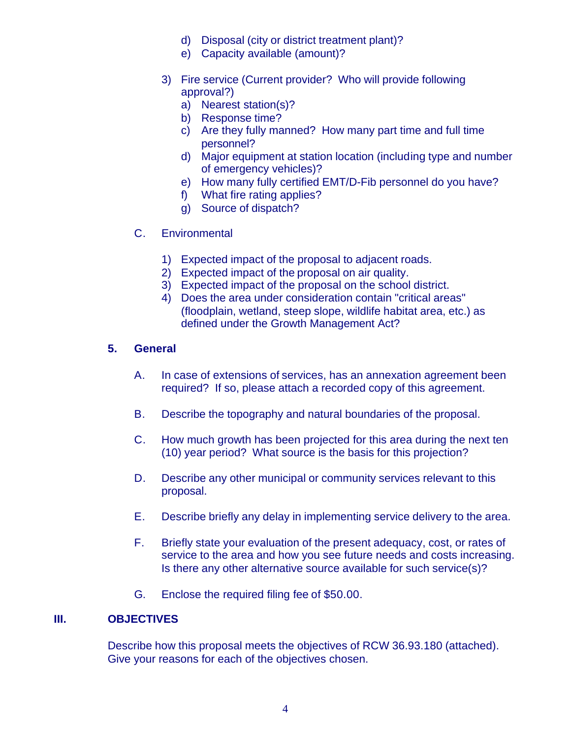d) Disposal (city or district treatment plant)?
e) Capacity available (amount)?

3) Fire service (Current provider? Who will provide following approval?)
   a) Nearest station(s)?
   b) Response time?
   c) Are they fully manned? How many part time and full time personnel?
   d) Major equipment at station location (including type and number of emergency vehicles)?
   e) How many fully certified EMT/D-Fib personnel do you have?
   f) What fire rating applies?
   g) Source of dispatch?

C. Environmental

1) Expected impact of the proposal to adjacent roads.
2) Expected impact of the proposal on air quality.
3) Expected impact of the proposal on the school district.
4) Does the area under consideration contain "critical areas" (floodplain, wetland, steep slope, wildlife habitat area, etc.) as defined under the Growth Management Act?

**5. General**

A. In case of extensions of services, has an annexation agreement been required? If so, please attach a recorded copy of this agreement.

B. Describe the topography and natural boundaries of the proposal.

C. How much growth has been projected for this area during the next ten (10) year period? What source is the basis for this projection?

D. Describe any other municipal or community services relevant to this proposal.

E. Describe briefly any delay in implementing service delivery to the area.

F. Briefly state your evaluation of the present adequacy, cost, or rates of service to the area and how you see future needs and costs increasing. Is there any other alternative source available for such service(s)?

G. Enclose the required filing fee of $50.00.

## III. OBJECTIVES

Describe how this proposal meets the objectives of RCW 36.93.180 (attached). Give your reasons for each of the objectives chosen.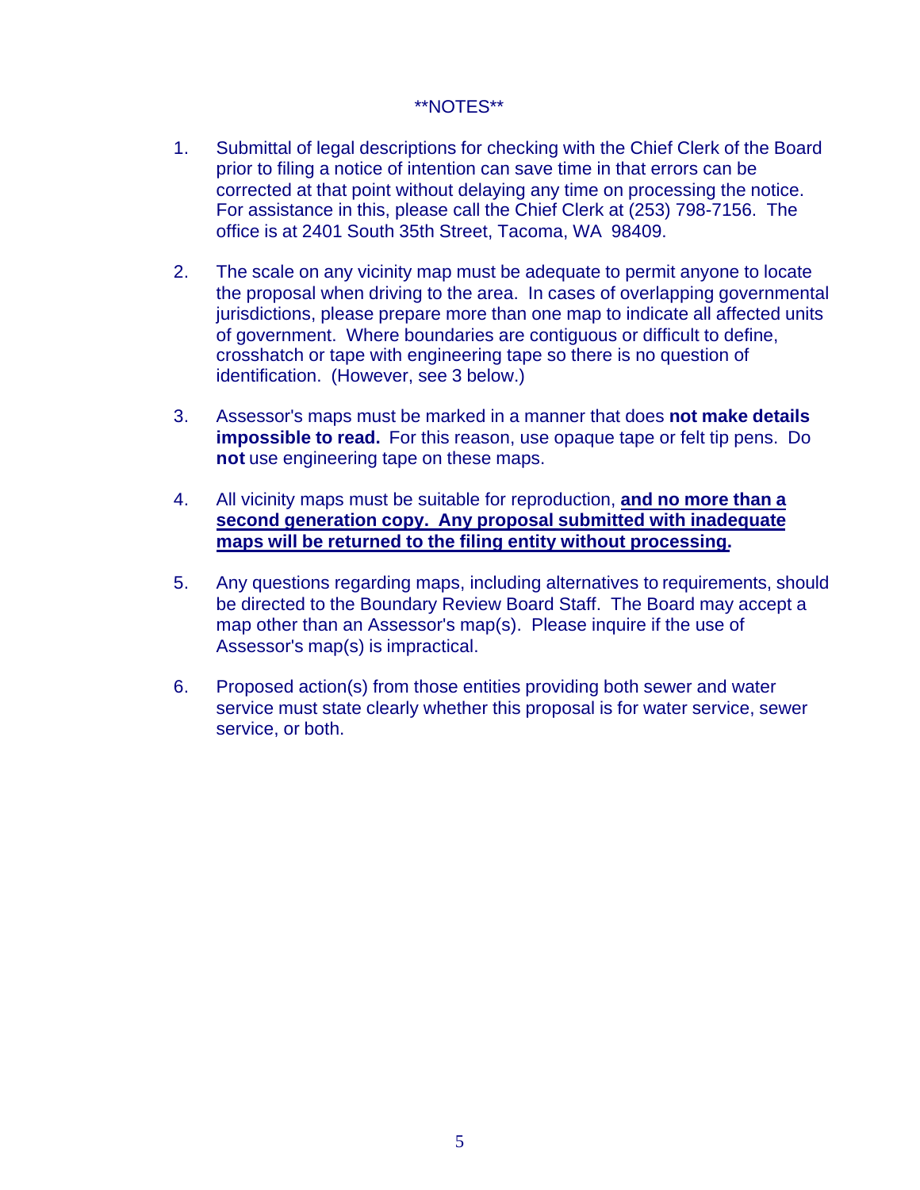**NOTES**

1. Submittal of legal descriptions for checking with the Chief Clerk of the Board prior to filing a notice of intention can save time in that errors can be corrected at that point without delaying any time on processing the notice. For assistance in this, please call the Chief Clerk at (253) 798-7156. The office is at 2401 South 35th Street, Tacoma, WA 98409.

2. The scale on any vicinity map must be adequate to permit anyone to locate the proposal when driving to the area. In cases of overlapping governmental jurisdictions, please prepare more than one map to indicate all affected units of government. Where boundaries are contiguous or difficult to define, crosshatch or tape with engineering tape so there is no question of identification. (However, see 3 below.)

3. Assessor's maps must be marked in a manner that does **not make details impossible to read.** For this reason, use opaque tape or felt tip pens. Do **not** use engineering tape on these maps.

4. All vicinity maps must be suitable for reproduction, **<u>and no more than a second generation copy. Any proposal submitted with inadequate maps will be returned to the filing entity without processing</u>.**

5. Any questions regarding maps, including alternatives to requirements, should be directed to the Boundary Review Board Staff. The Board may accept a map other than an Assessor's map(s). Please inquire if the use of Assessor's map(s) is impractical.

6. Proposed action(s) from those entities providing both sewer and water service must state clearly whether this proposal is for water service, sewer service, or both.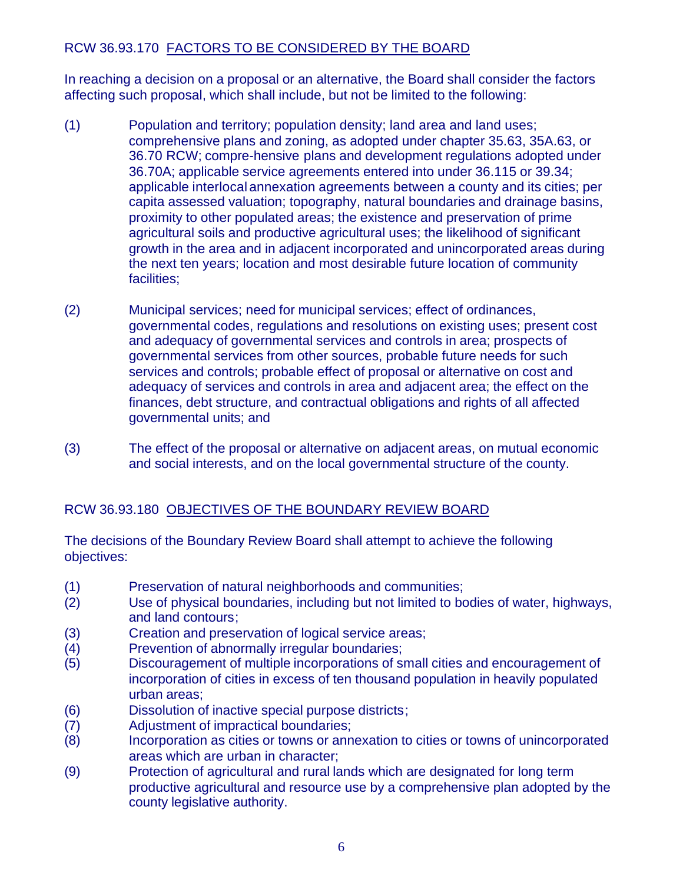RCW 36.93.170 <u>FACTORS TO BE CONSIDERED BY THE BOARD</u>

In reaching a decision on a proposal or an alternative, the Board shall consider the factors affecting such proposal, which shall include, but not be limited to the following:

(1) Population and territory; population density; land area and land uses; comprehensive plans and zoning, as adopted under chapter 35.63, 35A.63, or 36.70 RCW; compre-hensive plans and development regulations adopted under 36.70A; applicable service agreements entered into under 36.115 or 39.34; applicable interlocal annexation agreements between a county and its cities; per capita assessed valuation; topography, natural boundaries and drainage basins, proximity to other populated areas; the existence and preservation of prime agricultural soils and productive agricultural uses; the likelihood of significant growth in the area and in adjacent incorporated and unincorporated areas during the next ten years; location and most desirable future location of community facilities;

(2) Municipal services; need for municipal services; effect of ordinances, governmental codes, regulations and resolutions on existing uses; present cost and adequacy of governmental services and controls in area; prospects of governmental services from other sources, probable future needs for such services and controls; probable effect of proposal or alternative on cost and adequacy of services and controls in area and adjacent area; the effect on the finances, debt structure, and contractual obligations and rights of all affected governmental units; and

(3) The effect of the proposal or alternative on adjacent areas, on mutual economic and social interests, and on the local governmental structure of the county.

RCW 36.93.180 <u>OBJECTIVES OF THE BOUNDARY REVIEW BOARD</u>

The decisions of the Boundary Review Board shall attempt to achieve the following objectives:

(1) Preservation of natural neighborhoods and communities;
(2) Use of physical boundaries, including but not limited to bodies of water, highways, and land contours;
(3) Creation and preservation of logical service areas;
(4) Prevention of abnormally irregular boundaries;
(5) Discouragement of multiple incorporations of small cities and encouragement of incorporation of cities in excess of ten thousand population in heavily populated urban areas;
(6) Dissolution of inactive special purpose districts;
(7) Adjustment of impractical boundaries;
(8) Incorporation as cities or towns or annexation to cities or towns of unincorporated areas which are urban in character;
(9) Protection of agricultural and rural lands which are designated for long term productive agricultural and resource use by a comprehensive plan adopted by the county legislative authority.